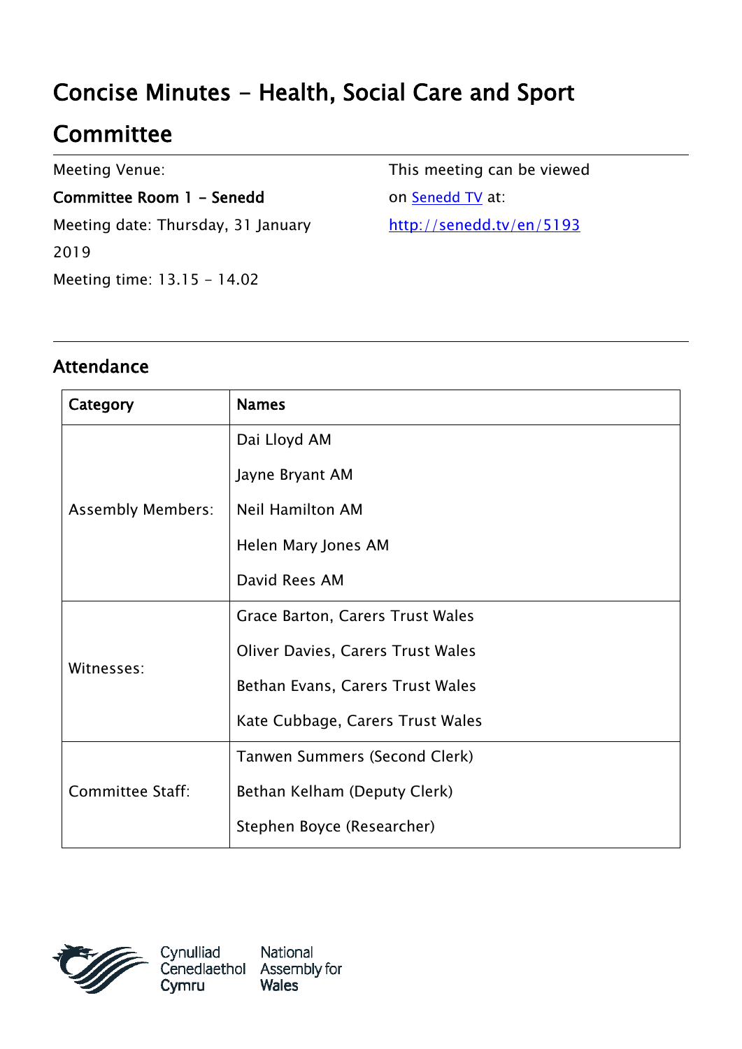# Concise Minutes - Health, Social Care and Sport Committee

Meeting Venue:

**Committee Room 1 - Senedd**

Meeting date: Thursday, 31 January 2019

Meeting time: 13.15 - 14.02

This meeting can be viewed on [Senedd TV](http://senedd.tv/en/5193) at:

http://senedd.tv/en/5193

## Attendance

| Category | Names |
|---|---|
| Assembly Members: | Dai Lloyd AM<br>Jayne Bryant AM<br>Neil Hamilton AM<br>Helen Mary Jones AM<br>David Rees AM |
| Witnesses: | Grace Barton, Carers Trust Wales<br>Oliver Davies, Carers Trust Wales<br>Bethan Evans, Carers Trust Wales<br>Kate Cubbage, Carers Trust Wales |
| Committee Staff: | Tanwen Summers (Second Clerk)<br>Bethan Kelham (Deputy Clerk)<br>Stephen Boyce (Researcher) |

Cynulliad Cenedlaethol Cymru | National Assembly for Wales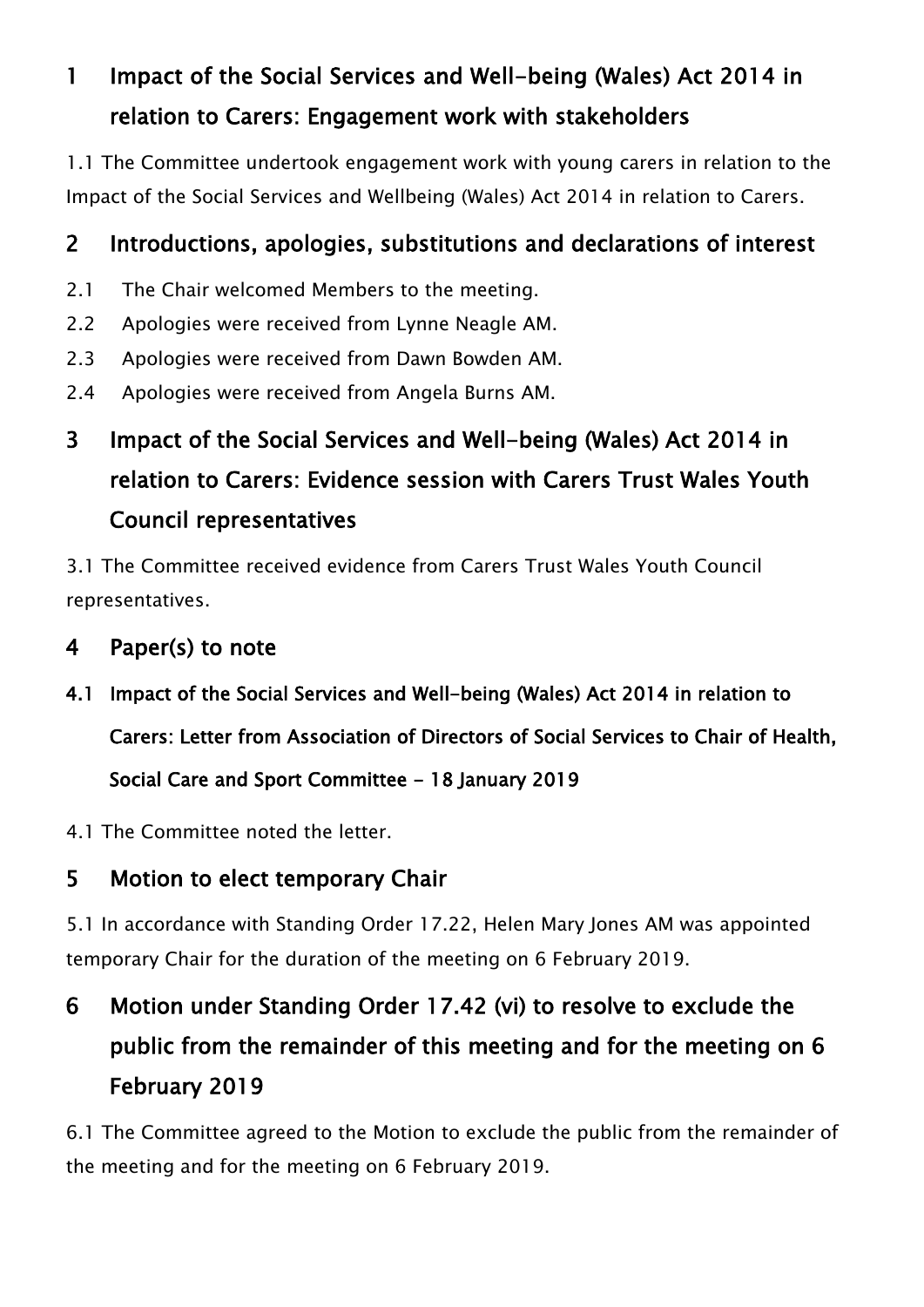## 1 Impact of the Social Services and Well-being (Wales) Act 2014 in relation to Carers: Engagement work with stakeholders

1.1 The Committee undertook engagement work with young carers in relation to the Impact of the Social Services and Wellbeing (Wales) Act 2014 in relation to Carers.

## 2 Introductions, apologies, substitutions and declarations of interest

2.1 The Chair welcomed Members to the meeting.

2.2 Apologies were received from Lynne Neagle AM.

2.3 Apologies were received from Dawn Bowden AM.

2.4 Apologies were received from Angela Burns AM.

## 3 Impact of the Social Services and Well-being (Wales) Act 2014 in relation to Carers: Evidence session with Carers Trust Wales Youth Council representatives

3.1 The Committee received evidence from Carers Trust Wales Youth Council representatives.

## 4 Paper(s) to note

### 4.1 Impact of the Social Services and Well-being (Wales) Act 2014 in relation to Carers: Letter from Association of Directors of Social Services to Chair of Health, Social Care and Sport Committee - 18 January 2019

4.1 The Committee noted the letter.

## 5 Motion to elect temporary Chair

5.1 In accordance with Standing Order 17.22, Helen Mary Jones AM was appointed temporary Chair for the duration of the meeting on 6 February 2019.

## 6 Motion under Standing Order 17.42 (vi) to resolve to exclude the public from the remainder of this meeting and for the meeting on 6 February 2019

6.1 The Committee agreed to the Motion to exclude the public from the remainder of the meeting and for the meeting on 6 February 2019.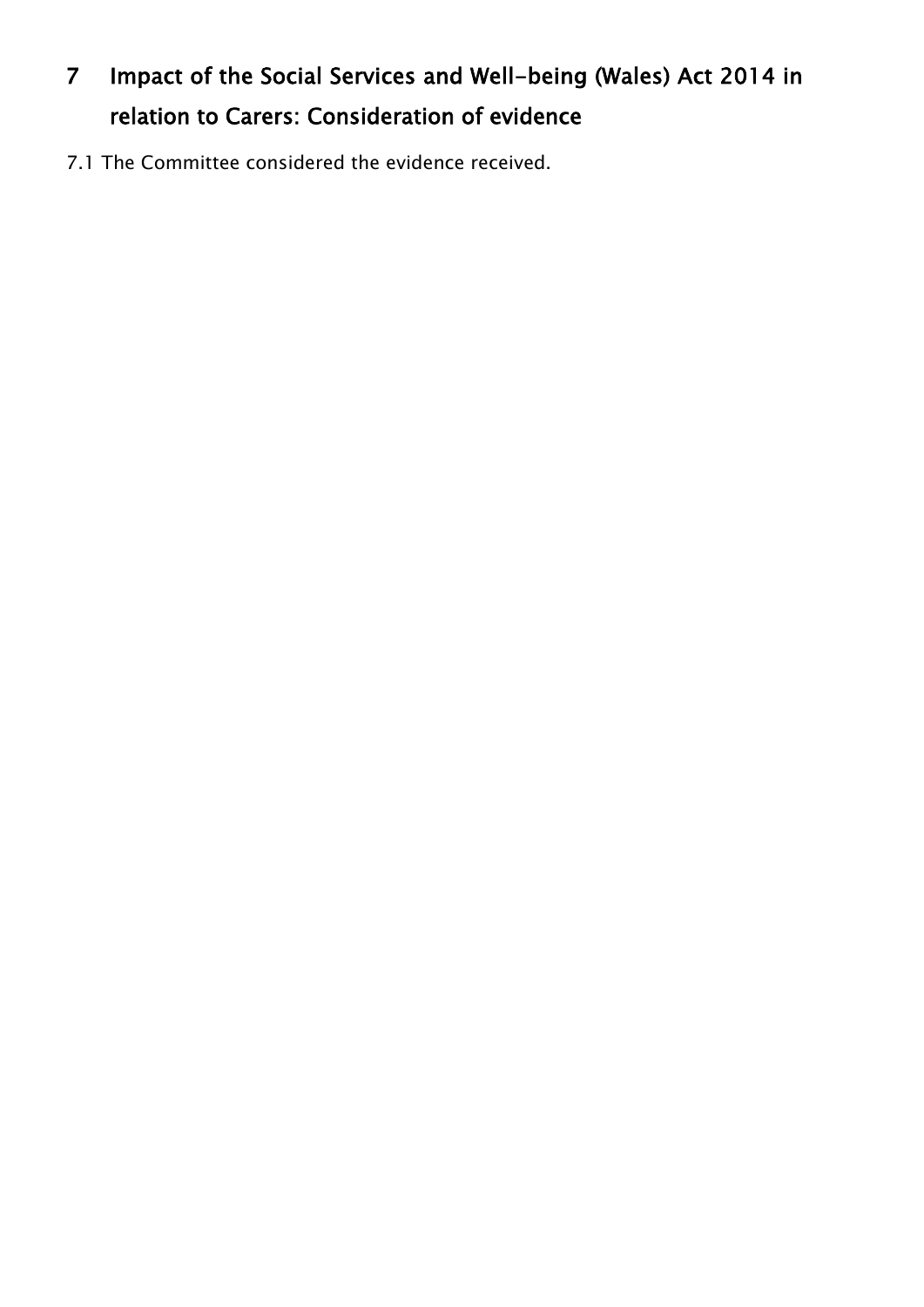## 7 Impact of the Social Services and Well-being (Wales) Act 2014 in relation to Carers: Consideration of evidence

7.1 The Committee considered the evidence received.